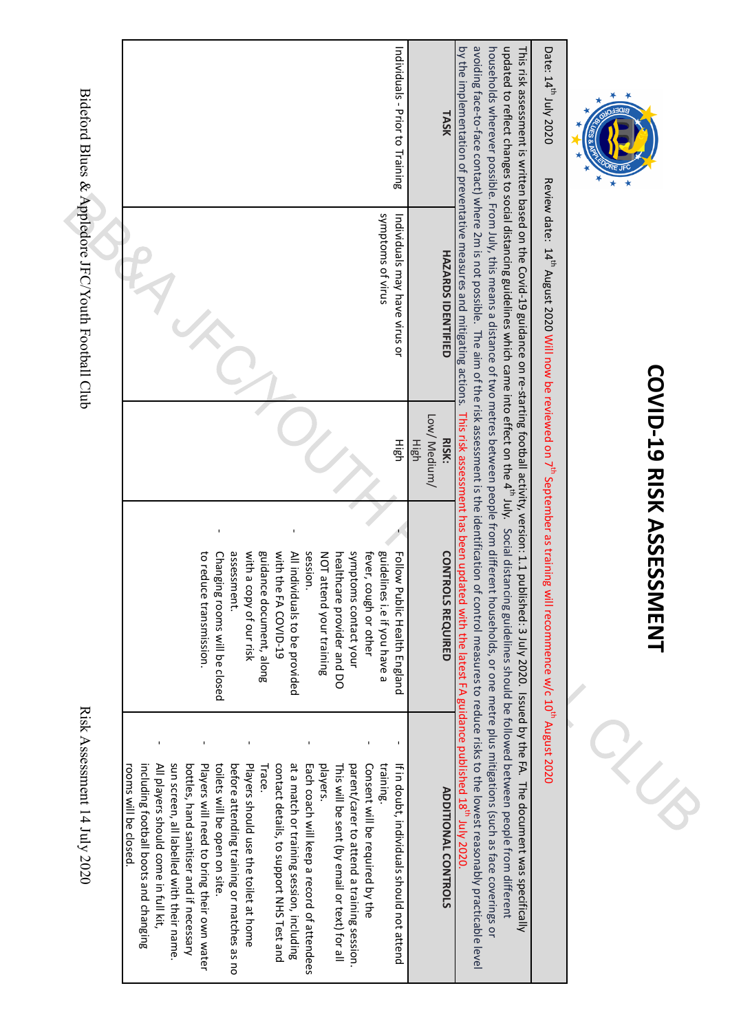# COVID-19 RISK ASSESSMENT

Date: 14th July 2020 Review date: 14th August 2020 Will now be reviewed on 7th September as training will recommence w/c 10th August 2020

This risk assessment is written based on the Covid-19 guidance on re-starting football activity, version: 1.1 published: 3 July 2020. Issued by the FA. The document was specifically updated to reflect changes to social distancing guidelines which came into effect on the 4th July. Social distancing guidelines should be followed between people from different households wherever possible. From July, this means a distance of two metres between people from different households, or one metre plus mitigations (such as face coverings or avoiding face-to-face contact) where 2m is not possible. The aim of the risk assessment is the identification of control measures to reduce risks to the lowest reasonably practicable level by the implementation of preventative measures and mitigating actions. This risk assessment has been updated with the latest FA guidance published 18th July 2020.

| TASK | HAZARDS IDENTIFIED | RISK: Low/ Medium/ High | CONTROLS REQUIRED | ADDITIONAL CONTROLS |
|---|---|---|---|---|
| Individuals - Prior to Training | Individuals may have virus or symptoms of virus | High | - Follow Public Health England guidelines i.e if you have a fever, cough or other symptoms contact your healthcare provider and DO NOT attend your training session.<br>- All individuals to be provided with the FA COVID-19 guidance document, along with a copy of our risk assessment.<br>- Changing rooms will be closed to reduce transmission. | - If in doubt, individuals should not attend training.<br>- Consent will be required by the parent/carer to attend a training session. This will be sent (by email or text) for all players.<br>- Each coach will keep a record of attendees at a match or training session, including contact details, to support NHS Test and Trace.<br>- Players should use the toilet at home before attending training or matches as no toilets will be open on site.<br>- Players will need to bring their own water bottles, hand sanitiser and if necessary sun screen, all labelled with their name.<br>- All players should come in full kit, including football boots and changing rooms will be closed. |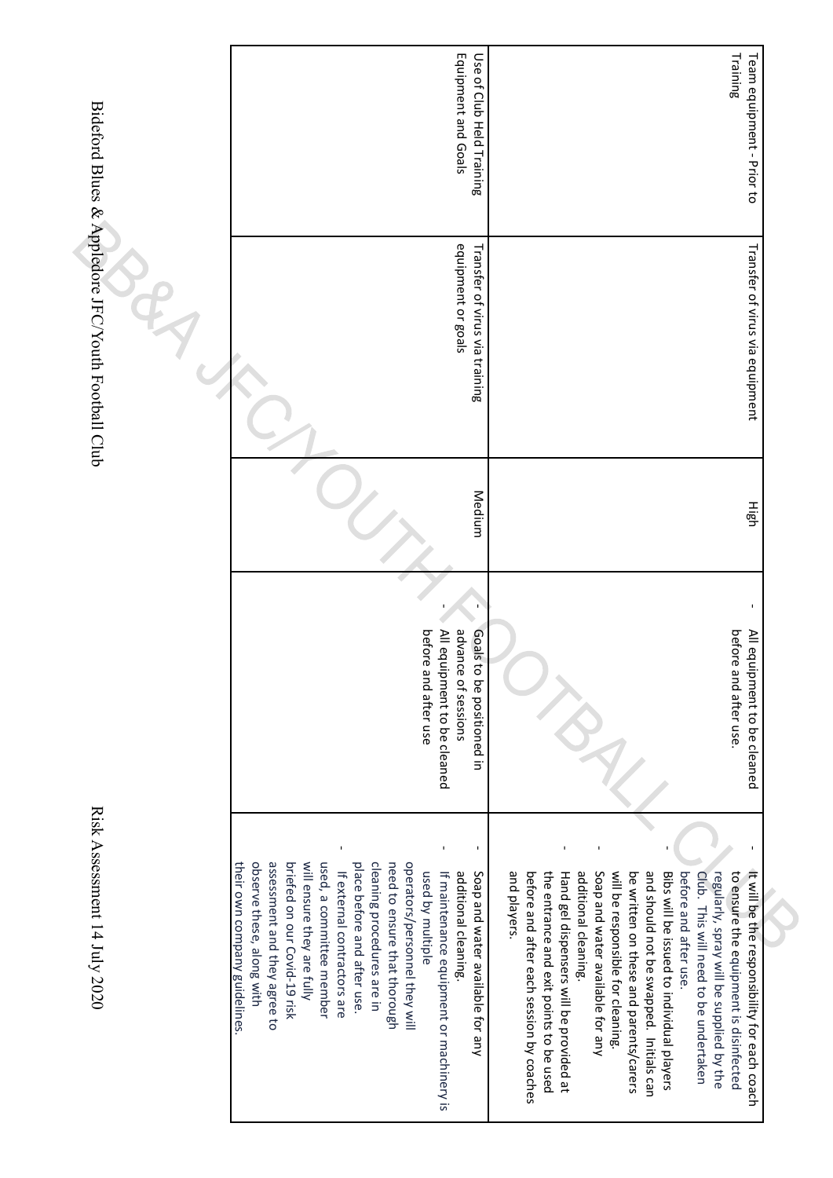| Team equipment - Prior to Training | Transfer of virus via equipment | High | - All equipment to be cleaned before and after use. | - It will be the responsibility for each coach to ensure the equipment is disinfected regularly, spray will be supplied by the Club. This will need to be undertaken before and after use.<br>- Bibs will be issued to individual players and should not be swapped. Initials can be written on these and parents/carers will be responsible for cleaning.<br>- Soap and water available for any additional cleaning.<br>- Hand gel dispensers will be provided at the entrance and exit points to be used before and after each session by coaches and players. |
|---|---|---|---|---|
| Use of Club Held Training Equipment and Goals | Transfer of virus via training equipment or goals | Medium | - Goals to be positioned in advance of sessions<br>- All equipment to be cleaned before and after use | - Soap and water available for any additional cleaning.<br>- If maintenance equipment or machinery is used by multiple operators/personnel they will need to ensure that thorough cleaning procedures are in place before and after use.<br>- If external contractors are used, a committee member will ensure they are fully briefed on our Covid-19 risk assessment and they agree to observe these, along with their own company guidelines. |

Bideford Blues & Appledore JFC/Youth Football Club

Risk Assessment 14 July 2020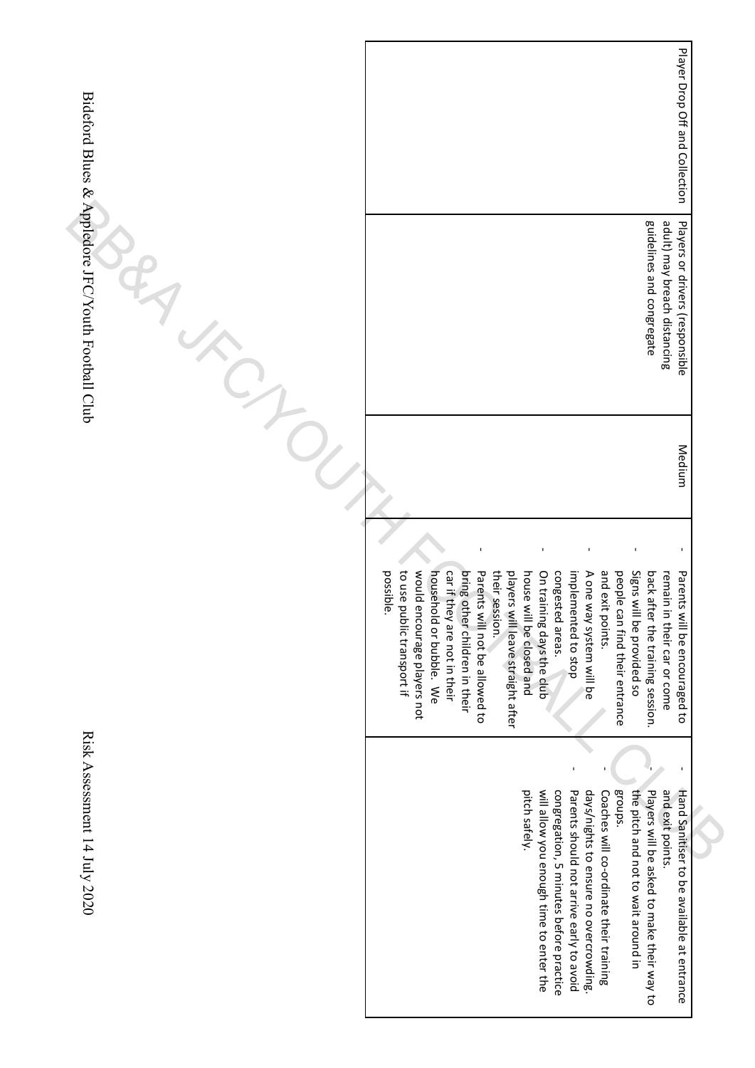| Player Drop Off and Collection | Players or drivers (responsible adult) may breach distancing guidelines and congregate | Medium | - Parents will be encouraged to remain in their car or come back after the training session.<br>- Signs will be provided so people can find their entrance and exit points.<br>- A one way system will be implemented to stop congested areas.<br>- On training days the club house will be closed and players will leave straight after their session.<br>- Parents will not be allowed to bring other children in their car if they are not in their household or bubble. We would encourage players not to use public transport if possible. | - Hand Sanitiser to be available at entrance and exit points.<br>- Players will be asked to make their way to the pitch and not to wait around in groups.<br>- Coaches will co-ordinate their training days/nights to ensure no overcrowding.<br>- Parents should not arrive early to avoid congregation, 5 minutes before practice will allow you enough time to enter the pitch safely. |
|---|---|---|---|---|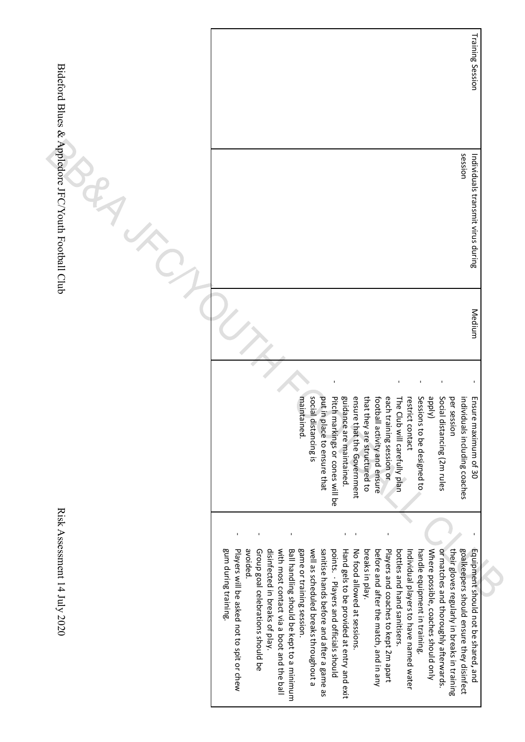| Training Session | Individuals transmit virus during session | Medium | - Ensure maximum of 30 individuals including coaches per session<br>- Social distancing (2m rules apply)<br>- Sessions to be designed to restrict contact<br>- The Club will carefully plan each training session or football activity and ensure that they are structured to ensure that the Government guidance are maintained.<br>- Pitch markings or cones will be put in place to ensure that social distancing is maintained. | - Equipment should not be shared, and goalkeepers should ensure they disinfect their gloves regularly in breaks in training or matches and thoroughly afterwards. Where possible, coaches should only handle equipment in training. Individual players to have named water bottles and hand sanitisers.<br>- Players and coaches to kept 2m apart before and after the match, and in any breaks in play.<br>- No food allowed at sessions.<br>- Hand gels to be provided at entry and exit points. · Players and officials should sanitise hands before and after a game as well as scheduled breaks throughout a game or training session.<br>- Ball handling should be kept to a minimum with most contact via a boot and the ball disinfected in breaks of play.<br>- Group goal celebrations should be avoided.<br>- Players will be asked not to spit or chew gum during training. |
|---|---|---|---|---|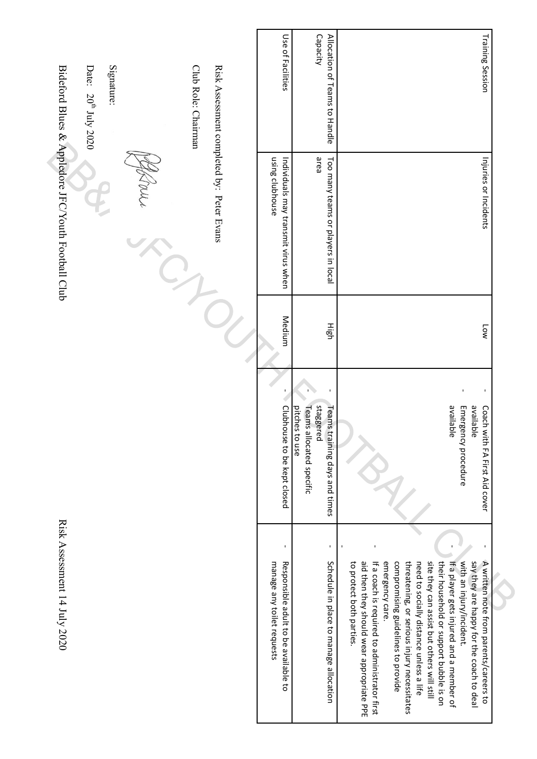| | | | | |
|---|---|---|---|---|
| Training Session | Injuries or Incidents | Low | - Coach with FA First Aid cover available<br>- Emergency procedure available | - A written note from parents/careers to say they are happy for the coach to deal with an injury/incident.<br>- If a player gets injured and a member of their household or support bubble is on site they can assist but others will still need to socially distance unless a life threatening, or serious injury necessitates compromising guidelines to provide emergency care.<br>- If a coach is required to administrator first aid then they should wear appropriate PPE to protect both parties.<br>- |
| Allocation of Teams to Handle Capacity | Too many teams or players in local area | High | - Teams training days and times staggered<br>- Teams allocated specific pitches to use | - Schedule in place to manage allocation |
| Use of Facilities | Individuals may transmit virus when using clubhouse | Medium | - Clubhouse to be kept closed | - Responsible adult to be available to manage any toilet requests |

Risk Assessment completed by: Peter Evans

Club Role: Chairman

Signature:

Date: 20th July 2020

Bideford Blues & Appledore JFC/Youth Football Club

Risk Assessment 14 July 2020